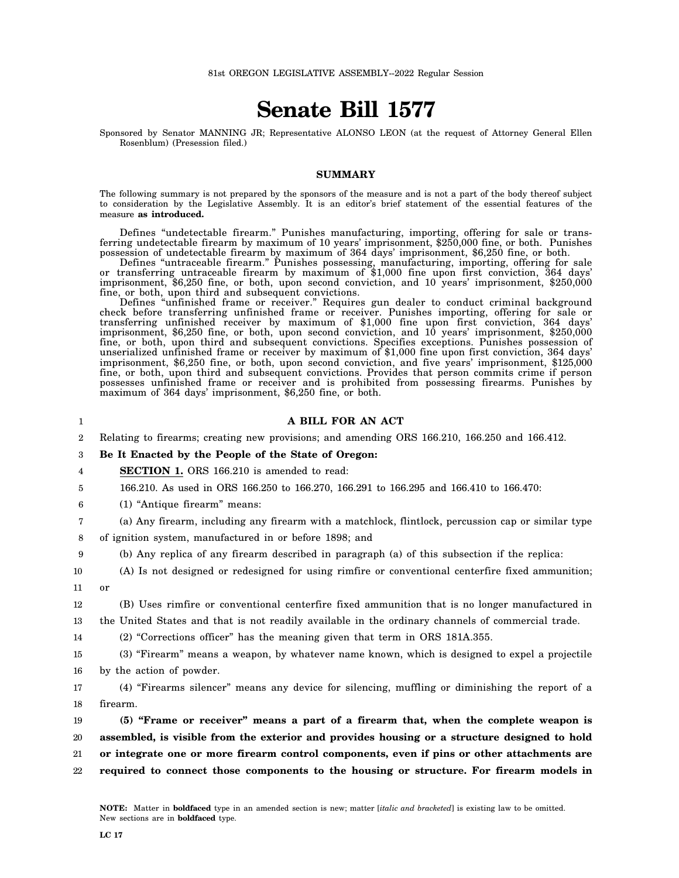81st OREGON LEGISLATIVE ASSEMBLY--2022 Regular Session

# Senate Bill 1577

Sponsored by Senator MANNING JR; Representative ALONSO LEON (at the request of Attorney General Ellen Rosenblum) (Presession filed.)

## SUMMARY

The following summary is not prepared by the sponsors of the measure and is not a part of the body thereof subject to consideration by the Legislative Assembly. It is an editor's brief statement of the essential features of the measure **as introduced.**

Defines "undetectable firearm." Punishes manufacturing, importing, offering for sale or transferring undetectable firearm by maximum of 10 years' imprisonment, $250,000 fine, or both. Punishes possession of undetectable firearm by maximum of 364 days' imprisonment, $6,250 fine, or both.

Defines "untraceable firearm." Punishes possessing, manufacturing, importing, offering for sale or transferring untraceable firearm by maximum of $1,000 fine upon first conviction, 364 days' imprisonment, $6,250 fine, or both, upon second conviction, and 10 years' imprisonment, $250,000 fine, or both, upon third and subsequent convictions.

Defines "unfinished frame or receiver." Requires gun dealer to conduct criminal background check before transferring unfinished frame or receiver. Punishes importing, offering for sale or transferring unfinished receiver by maximum of $1,000 fine upon first conviction, 364 days' imprisonment, $6,250 fine, or both, upon second conviction, and 10 years' imprisonment, $250,000 fine, or both, upon third and subsequent convictions. Specifies exceptions. Punishes possession of unserialized unfinished frame or receiver by maximum of $1,000 fine upon first conviction, 364 days' imprisonment, $6,250 fine, or both, upon second conviction, and five years' imprisonment, $125,000 fine, or both, upon third and subsequent convictions. Provides that person commits crime if person possesses unfinished frame or receiver and is prohibited from possessing firearms. Punishes by maximum of 364 days' imprisonment, $6,250 fine, or both.

## A BILL FOR AN ACT

Relating to firearms; creating new provisions; and amending ORS 166.210, 166.250 and 166.412.

**Be It Enacted by the People of the State of Oregon:**

**SECTION 1.** ORS 166.210 is amended to read:

166.210. As used in ORS 166.250 to 166.270, 166.291 to 166.295 and 166.410 to 166.470:

(1) "Antique firearm" means:

(a) Any firearm, including any firearm with a matchlock, flintlock, percussion cap or similar type of ignition system, manufactured in or before 1898; and

(b) Any replica of any firearm described in paragraph (a) of this subsection if the replica:

(A) Is not designed or redesigned for using rimfire or conventional centerfire fixed ammunition; or

(B) Uses rimfire or conventional centerfire fixed ammunition that is no longer manufactured in the United States and that is not readily available in the ordinary channels of commercial trade.

(2) "Corrections officer" has the meaning given that term in ORS 181A.355.

(3) "Firearm" means a weapon, by whatever name known, which is designed to expel a projectile by the action of powder.

(4) "Firearms silencer" means any device for silencing, muffling or diminishing the report of a firearm.

**(5) "Frame or receiver" means a part of a firearm that, when the complete weapon is assembled, is visible from the exterior and provides housing or a structure designed to hold or integrate one or more firearm control components, even if pins or other attachments are required to connect those components to the housing or structure. For firearm models in**

NOTE: Matter in **boldfaced** type in an amended section is new; matter [*italic and bracketed*] is existing law to be omitted. New sections are in **boldfaced** type.

LC 17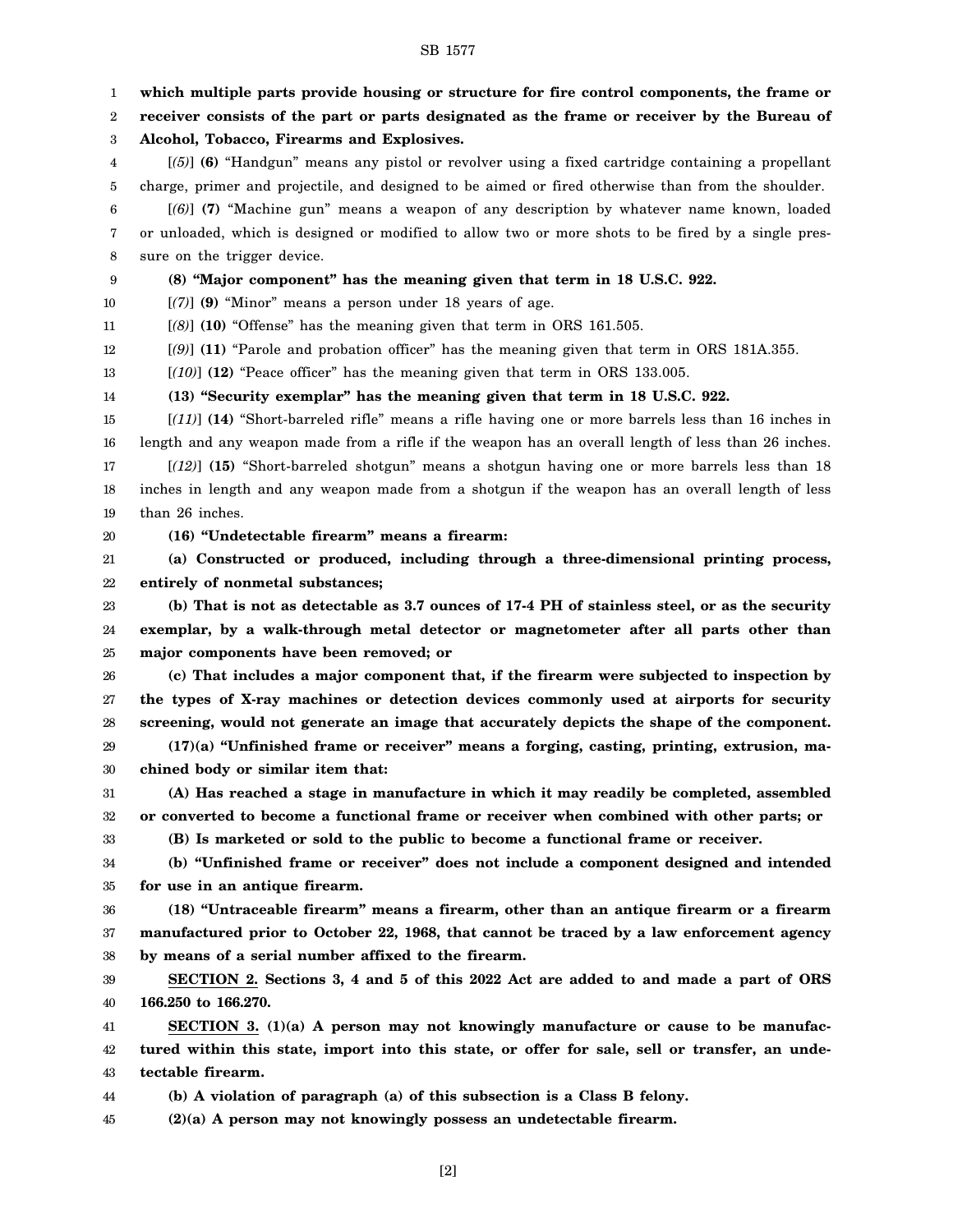**which multiple parts provide housing or structure for fire control components, the frame or receiver consists of the part or parts designated as the frame or receiver by the Bureau of Alcohol, Tobacco, Firearms and Explosives.**

[*(5)*] **(6)** "Handgun" means any pistol or revolver using a fixed cartridge containing a propellant charge, primer and projectile, and designed to be aimed or fired otherwise than from the shoulder.

[*(6)*] **(7)** "Machine gun" means a weapon of any description by whatever name known, loaded or unloaded, which is designed or modified to allow two or more shots to be fired by a single pressure on the trigger device.

**(8) "Major component" has the meaning given that term in 18 U.S.C. 922.**

[*(7)*] **(9)** "Minor" means a person under 18 years of age.

[*(8)*] **(10)** "Offense" has the meaning given that term in ORS 161.505.

[*(9)*] **(11)** "Parole and probation officer" has the meaning given that term in ORS 181A.355.

[*(10)*] **(12)** "Peace officer" has the meaning given that term in ORS 133.005.

**(13) "Security exemplar" has the meaning given that term in 18 U.S.C. 922.**

[*(11)*] **(14)** "Short-barreled rifle" means a rifle having one or more barrels less than 16 inches in length and any weapon made from a rifle if the weapon has an overall length of less than 26 inches.

[*(12)*] **(15)** "Short-barreled shotgun" means a shotgun having one or more barrels less than 18 inches in length and any weapon made from a shotgun if the weapon has an overall length of less than 26 inches.

**(16) "Undetectable firearm" means a firearm:**

**(a) Constructed or produced, including through a three-dimensional printing process, entirely of nonmetal substances;**

**(b) That is not as detectable as 3.7 ounces of 17-4 PH of stainless steel, or as the security exemplar, by a walk-through metal detector or magnetometer after all parts other than major components have been removed; or**

**(c) That includes a major component that, if the firearm were subjected to inspection by the types of X-ray machines or detection devices commonly used at airports for security screening, would not generate an image that accurately depicts the shape of the component.**

**(17)(a) "Unfinished frame or receiver" means a forging, casting, printing, extrusion, machined body or similar item that:**

**(A) Has reached a stage in manufacture in which it may readily be completed, assembled or converted to become a functional frame or receiver when combined with other parts; or**

**(B) Is marketed or sold to the public to become a functional frame or receiver.**

**(b) "Unfinished frame or receiver" does not include a component designed and intended for use in an antique firearm.**

**(18) "Untraceable firearm" means a firearm, other than an antique firearm or a firearm manufactured prior to October 22, 1968, that cannot be traced by a law enforcement agency by means of a serial number affixed to the firearm.**

**SECTION 2. Sections 3, 4 and 5 of this 2022 Act are added to and made a part of ORS 166.250 to 166.270.**

**SECTION 3. (1)(a) A person may not knowingly manufacture or cause to be manufactured within this state, import into this state, or offer for sale, sell or transfer, an undetectable firearm.**

**(b) A violation of paragraph (a) of this subsection is a Class B felony.**

**(2)(a) A person may not knowingly possess an undetectable firearm.**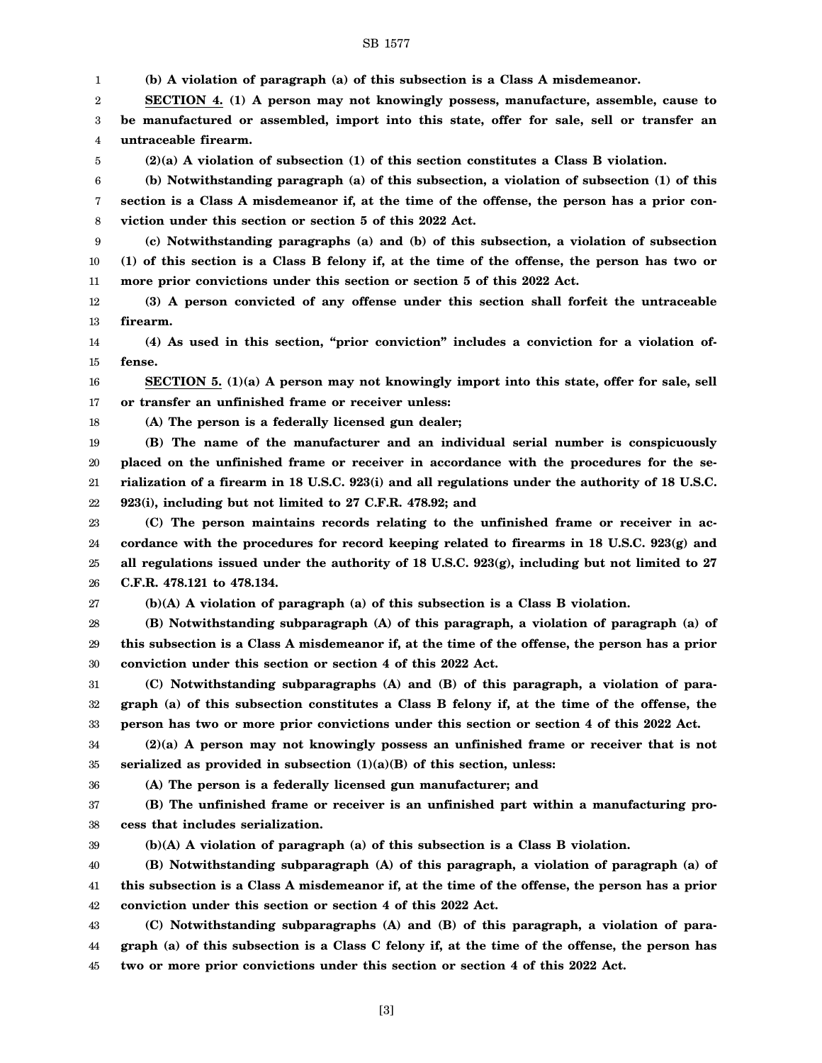**(b) A violation of paragraph (a) of this subsection is a Class A misdemeanor.**

**SECTION 4. (1) A person may not knowingly possess, manufacture, assemble, cause to be manufactured or assembled, import into this state, offer for sale, sell or transfer an untraceable firearm.**

**(2)(a) A violation of subsection (1) of this section constitutes a Class B violation.**

**(b) Notwithstanding paragraph (a) of this subsection, a violation of subsection (1) of this section is a Class A misdemeanor if, at the time of the offense, the person has a prior conviction under this section or section 5 of this 2022 Act.**

**(c) Notwithstanding paragraphs (a) and (b) of this subsection, a violation of subsection (1) of this section is a Class B felony if, at the time of the offense, the person has two or more prior convictions under this section or section 5 of this 2022 Act.**

**(3) A person convicted of any offense under this section shall forfeit the untraceable firearm.**

**(4) As used in this section, "prior conviction" includes a conviction for a violation offense.**

**SECTION 5. (1)(a) A person may not knowingly import into this state, offer for sale, sell or transfer an unfinished frame or receiver unless:**

**(A) The person is a federally licensed gun dealer;**

**(B) The name of the manufacturer and an individual serial number is conspicuously placed on the unfinished frame or receiver in accordance with the procedures for the serialization of a firearm in 18 U.S.C. 923(i) and all regulations under the authority of 18 U.S.C. 923(i), including but not limited to 27 C.F.R. 478.92; and**

**(C) The person maintains records relating to the unfinished frame or receiver in accordance with the procedures for record keeping related to firearms in 18 U.S.C. 923(g) and all regulations issued under the authority of 18 U.S.C. 923(g), including but not limited to 27 C.F.R. 478.121 to 478.134.**

**(b)(A) A violation of paragraph (a) of this subsection is a Class B violation.**

**(B) Notwithstanding subparagraph (A) of this paragraph, a violation of paragraph (a) of this subsection is a Class A misdemeanor if, at the time of the offense, the person has a prior conviction under this section or section 4 of this 2022 Act.**

**(C) Notwithstanding subparagraphs (A) and (B) of this paragraph, a violation of paragraph (a) of this subsection constitutes a Class B felony if, at the time of the offense, the person has two or more prior convictions under this section or section 4 of this 2022 Act.**

**(2)(a) A person may not knowingly possess an unfinished frame or receiver that is not serialized as provided in subsection (1)(a)(B) of this section, unless:**

**(A) The person is a federally licensed gun manufacturer; and**

**(B) The unfinished frame or receiver is an unfinished part within a manufacturing process that includes serialization.**

**(b)(A) A violation of paragraph (a) of this subsection is a Class B violation.**

**(B) Notwithstanding subparagraph (A) of this paragraph, a violation of paragraph (a) of this subsection is a Class A misdemeanor if, at the time of the offense, the person has a prior conviction under this section or section 4 of this 2022 Act.**

**(C) Notwithstanding subparagraphs (A) and (B) of this paragraph, a violation of paragraph (a) of this subsection is a Class C felony if, at the time of the offense, the person has two or more prior convictions under this section or section 4 of this 2022 Act.**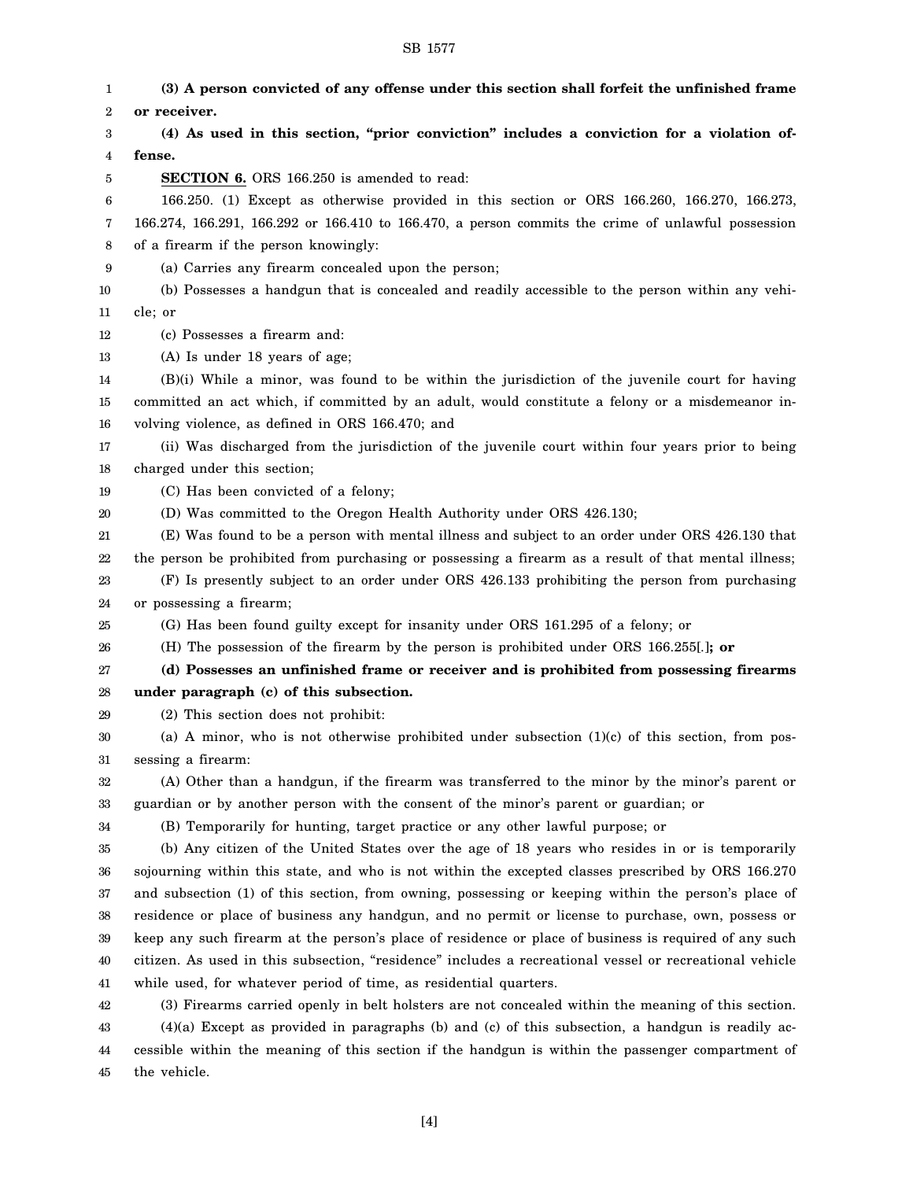**(3) A person convicted of any offense under this section shall forfeit the unfinished frame or receiver.**

**(4) As used in this section, "prior conviction" includes a conviction for a violation offense.**

**SECTION 6.** ORS 166.250 is amended to read:

166.250. (1) Except as otherwise provided in this section or ORS 166.260, 166.270, 166.273, 166.274, 166.291, 166.292 or 166.410 to 166.470, a person commits the crime of unlawful possession of a firearm if the person knowingly:

(a) Carries any firearm concealed upon the person;

(b) Possesses a handgun that is concealed and readily accessible to the person within any vehicle; or

(c) Possesses a firearm and:

(A) Is under 18 years of age;

(B)(i) While a minor, was found to be within the jurisdiction of the juvenile court for having committed an act which, if committed by an adult, would constitute a felony or a misdemeanor involving violence, as defined in ORS 166.470; and

(ii) Was discharged from the jurisdiction of the juvenile court within four years prior to being charged under this section;

(C) Has been convicted of a felony;

(D) Was committed to the Oregon Health Authority under ORS 426.130;

(E) Was found to be a person with mental illness and subject to an order under ORS 426.130 that the person be prohibited from purchasing or possessing a firearm as a result of that mental illness;

(F) Is presently subject to an order under ORS 426.133 prohibiting the person from purchasing or possessing a firearm;

(G) Has been found guilty except for insanity under ORS 161.295 of a felony; or

(H) The possession of the firearm by the person is prohibited under ORS 166.255[.]**; or**

**(d) Possesses an unfinished frame or receiver and is prohibited from possessing firearms under paragraph (c) of this subsection.**

(2) This section does not prohibit:

(a) A minor, who is not otherwise prohibited under subsection (1)(c) of this section, from possessing a firearm:

(A) Other than a handgun, if the firearm was transferred to the minor by the minor's parent or guardian or by another person with the consent of the minor's parent or guardian; or

(B) Temporarily for hunting, target practice or any other lawful purpose; or

(b) Any citizen of the United States over the age of 18 years who resides in or is temporarily sojourning within this state, and who is not within the excepted classes prescribed by ORS 166.270 and subsection (1) of this section, from owning, possessing or keeping within the person's place of residence or place of business any handgun, and no permit or license to purchase, own, possess or keep any such firearm at the person's place of residence or place of business is required of any such citizen. As used in this subsection, "residence" includes a recreational vessel or recreational vehicle while used, for whatever period of time, as residential quarters.

(3) Firearms carried openly in belt holsters are not concealed within the meaning of this section.

(4)(a) Except as provided in paragraphs (b) and (c) of this subsection, a handgun is readily accessible within the meaning of this section if the handgun is within the passenger compartment of the vehicle.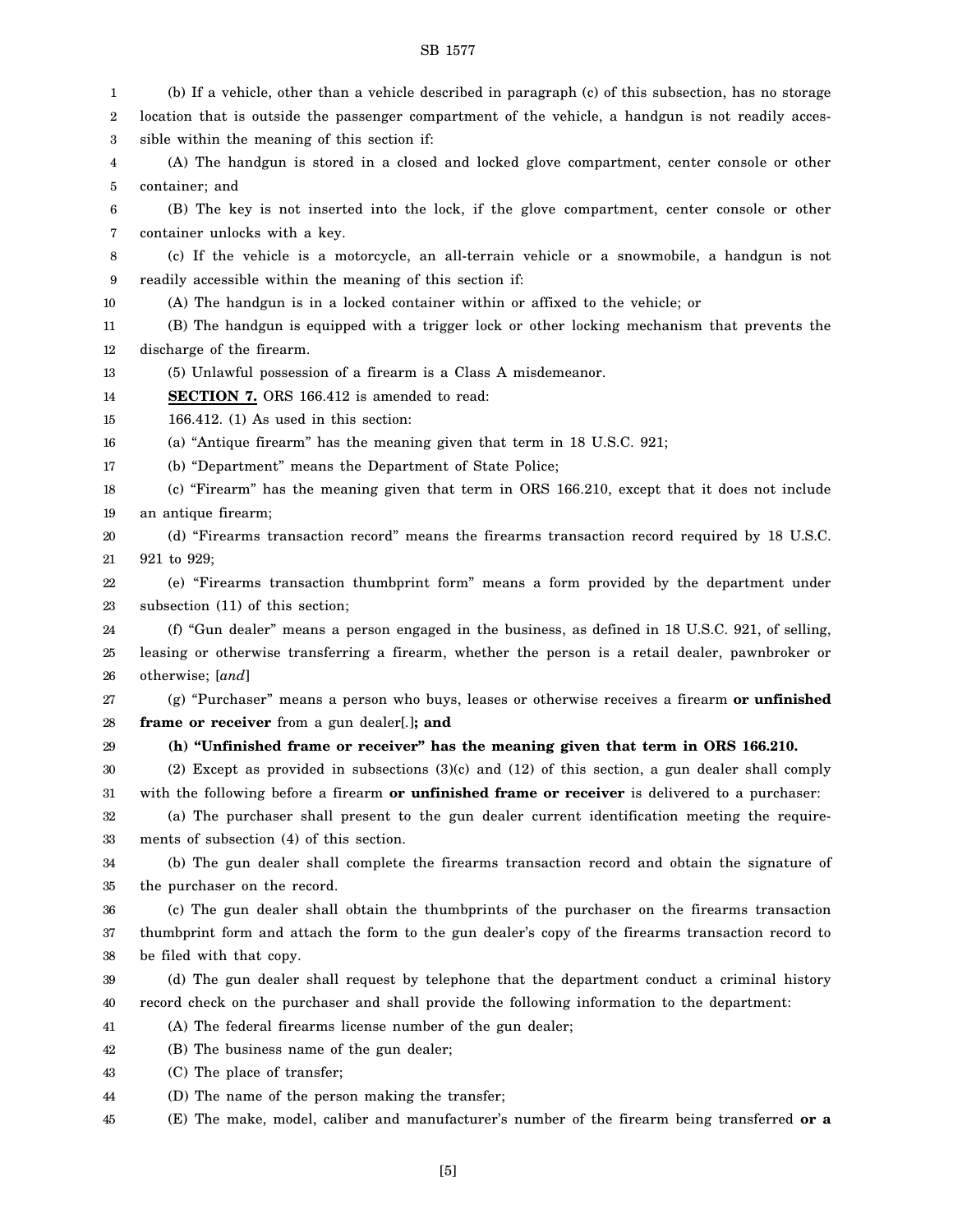(b) If a vehicle, other than a vehicle described in paragraph (c) of this subsection, has no storage location that is outside the passenger compartment of the vehicle, a handgun is not readily accessible within the meaning of this section if:

(A) The handgun is stored in a closed and locked glove compartment, center console or other container; and

(B) The key is not inserted into the lock, if the glove compartment, center console or other container unlocks with a key.

(c) If the vehicle is a motorcycle, an all-terrain vehicle or a snowmobile, a handgun is not readily accessible within the meaning of this section if:

(A) The handgun is in a locked container within or affixed to the vehicle; or

(B) The handgun is equipped with a trigger lock or other locking mechanism that prevents the discharge of the firearm.

(5) Unlawful possession of a firearm is a Class A misdemeanor.

**SECTION 7.** ORS 166.412 is amended to read:

166.412. (1) As used in this section:

(a) "Antique firearm" has the meaning given that term in 18 U.S.C. 921;

(b) "Department" means the Department of State Police;

(c) "Firearm" has the meaning given that term in ORS 166.210, except that it does not include an antique firearm;

(d) "Firearms transaction record" means the firearms transaction record required by 18 U.S.C. 921 to 929;

(e) "Firearms transaction thumbprint form" means a form provided by the department under subsection (11) of this section;

(f) "Gun dealer" means a person engaged in the business, as defined in 18 U.S.C. 921, of selling, leasing or otherwise transferring a firearm, whether the person is a retail dealer, pawnbroker or otherwise; [*and*]

(g) "Purchaser" means a person who buys, leases or otherwise receives a firearm **or unfinished frame or receiver** from a gun dealer[*.*]**; and**

**(h) "Unfinished frame or receiver" has the meaning given that term in ORS 166.210.**

(2) Except as provided in subsections (3)(c) and (12) of this section, a gun dealer shall comply with the following before a firearm **or unfinished frame or receiver** is delivered to a purchaser:

(a) The purchaser shall present to the gun dealer current identification meeting the requirements of subsection (4) of this section.

(b) The gun dealer shall complete the firearms transaction record and obtain the signature of the purchaser on the record.

(c) The gun dealer shall obtain the thumbprints of the purchaser on the firearms transaction thumbprint form and attach the form to the gun dealer's copy of the firearms transaction record to be filed with that copy.

(d) The gun dealer shall request by telephone that the department conduct a criminal history record check on the purchaser and shall provide the following information to the department:

(A) The federal firearms license number of the gun dealer;

(B) The business name of the gun dealer;

(C) The place of transfer;

(D) The name of the person making the transfer;

(E) The make, model, caliber and manufacturer's number of the firearm being transferred **or a**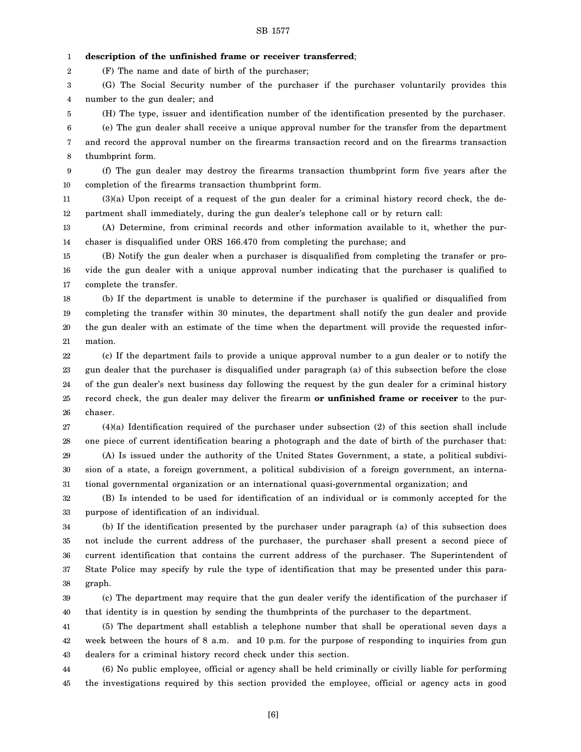**description of the unfinished frame or receiver transferred**;

(F) The name and date of birth of the purchaser;

(G) The Social Security number of the purchaser if the purchaser voluntarily provides this number to the gun dealer; and

(H) The type, issuer and identification number of the identification presented by the purchaser.

(e) The gun dealer shall receive a unique approval number for the transfer from the department and record the approval number on the firearms transaction record and on the firearms transaction thumbprint form.

(f) The gun dealer may destroy the firearms transaction thumbprint form five years after the completion of the firearms transaction thumbprint form.

(3)(a) Upon receipt of a request of the gun dealer for a criminal history record check, the department shall immediately, during the gun dealer's telephone call or by return call:

(A) Determine, from criminal records and other information available to it, whether the purchaser is disqualified under ORS 166.470 from completing the purchase; and

(B) Notify the gun dealer when a purchaser is disqualified from completing the transfer or provide the gun dealer with a unique approval number indicating that the purchaser is qualified to complete the transfer.

(b) If the department is unable to determine if the purchaser is qualified or disqualified from completing the transfer within 30 minutes, the department shall notify the gun dealer and provide the gun dealer with an estimate of the time when the department will provide the requested information.

(c) If the department fails to provide a unique approval number to a gun dealer or to notify the gun dealer that the purchaser is disqualified under paragraph (a) of this subsection before the close of the gun dealer's next business day following the request by the gun dealer for a criminal history record check, the gun dealer may deliver the firearm **or unfinished frame or receiver** to the purchaser.

(4)(a) Identification required of the purchaser under subsection (2) of this section shall include one piece of current identification bearing a photograph and the date of birth of the purchaser that:

(A) Is issued under the authority of the United States Government, a state, a political subdivision of a state, a foreign government, a political subdivision of a foreign government, an international governmental organization or an international quasi-governmental organization; and

(B) Is intended to be used for identification of an individual or is commonly accepted for the purpose of identification of an individual.

(b) If the identification presented by the purchaser under paragraph (a) of this subsection does not include the current address of the purchaser, the purchaser shall present a second piece of current identification that contains the current address of the purchaser. The Superintendent of State Police may specify by rule the type of identification that may be presented under this paragraph.

(c) The department may require that the gun dealer verify the identification of the purchaser if that identity is in question by sending the thumbprints of the purchaser to the department.

(5) The department shall establish a telephone number that shall be operational seven days a week between the hours of 8 a.m. and 10 p.m. for the purpose of responding to inquiries from gun dealers for a criminal history record check under this section.

(6) No public employee, official or agency shall be held criminally or civilly liable for performing the investigations required by this section provided the employee, official or agency acts in good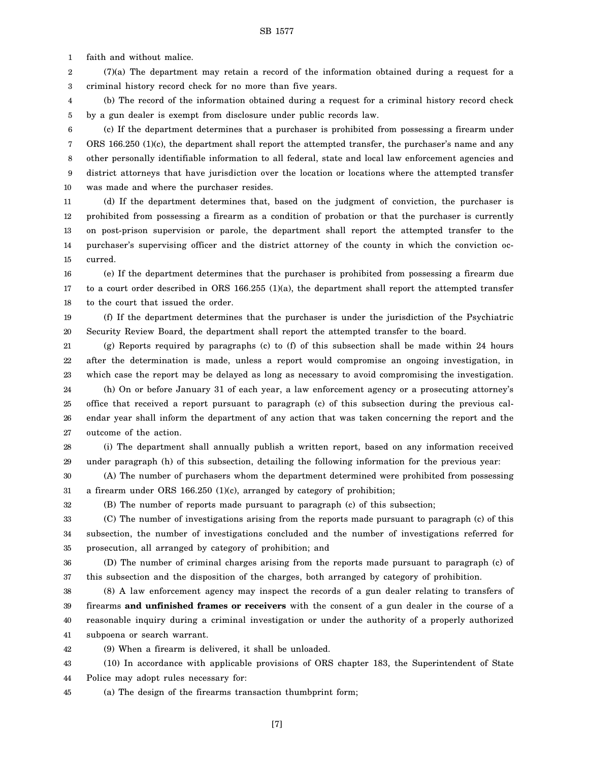faith and without malice.

(7)(a) The department may retain a record of the information obtained during a request for a criminal history record check for no more than five years.

(b) The record of the information obtained during a request for a criminal history record check by a gun dealer is exempt from disclosure under public records law.

(c) If the department determines that a purchaser is prohibited from possessing a firearm under ORS 166.250 (1)(c), the department shall report the attempted transfer, the purchaser's name and any other personally identifiable information to all federal, state and local law enforcement agencies and district attorneys that have jurisdiction over the location or locations where the attempted transfer was made and where the purchaser resides.

(d) If the department determines that, based on the judgment of conviction, the purchaser is prohibited from possessing a firearm as a condition of probation or that the purchaser is currently on post-prison supervision or parole, the department shall report the attempted transfer to the purchaser's supervising officer and the district attorney of the county in which the conviction occurred.

(e) If the department determines that the purchaser is prohibited from possessing a firearm due to a court order described in ORS 166.255 (1)(a), the department shall report the attempted transfer to the court that issued the order.

(f) If the department determines that the purchaser is under the jurisdiction of the Psychiatric Security Review Board, the department shall report the attempted transfer to the board.

(g) Reports required by paragraphs (c) to (f) of this subsection shall be made within 24 hours after the determination is made, unless a report would compromise an ongoing investigation, in which case the report may be delayed as long as necessary to avoid compromising the investigation.

(h) On or before January 31 of each year, a law enforcement agency or a prosecuting attorney's office that received a report pursuant to paragraph (c) of this subsection during the previous calendar year shall inform the department of any action that was taken concerning the report and the outcome of the action.

(i) The department shall annually publish a written report, based on any information received under paragraph (h) of this subsection, detailing the following information for the previous year:

(A) The number of purchasers whom the department determined were prohibited from possessing a firearm under ORS 166.250 (1)(c), arranged by category of prohibition;

(B) The number of reports made pursuant to paragraph (c) of this subsection;

(C) The number of investigations arising from the reports made pursuant to paragraph (c) of this subsection, the number of investigations concluded and the number of investigations referred for prosecution, all arranged by category of prohibition; and

(D) The number of criminal charges arising from the reports made pursuant to paragraph (c) of this subsection and the disposition of the charges, both arranged by category of prohibition.

(8) A law enforcement agency may inspect the records of a gun dealer relating to transfers of firearms **and unfinished frames or receivers** with the consent of a gun dealer in the course of a reasonable inquiry during a criminal investigation or under the authority of a properly authorized subpoena or search warrant.

(9) When a firearm is delivered, it shall be unloaded.

(10) In accordance with applicable provisions of ORS chapter 183, the Superintendent of State Police may adopt rules necessary for:

(a) The design of the firearms transaction thumbprint form;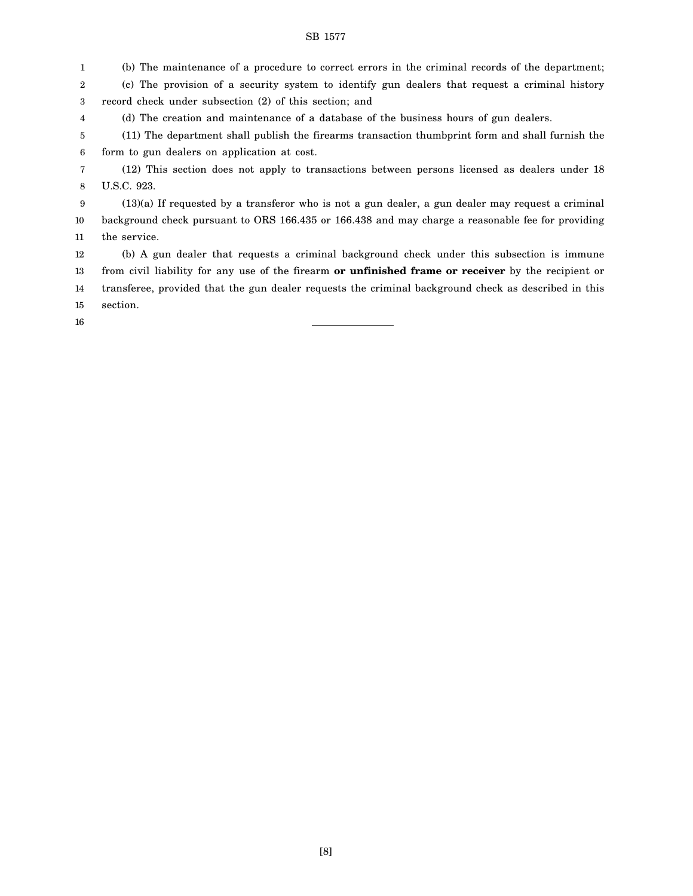(b) The maintenance of a procedure to correct errors in the criminal records of the department;

(c) The provision of a security system to identify gun dealers that request a criminal history record check under subsection (2) of this section; and

(d) The creation and maintenance of a database of the business hours of gun dealers.

(11) The department shall publish the firearms transaction thumbprint form and shall furnish the form to gun dealers on application at cost.

(12) This section does not apply to transactions between persons licensed as dealers under 18 U.S.C. 923.

(13)(a) If requested by a transferor who is not a gun dealer, a gun dealer may request a criminal background check pursuant to ORS 166.435 or 166.438 and may charge a reasonable fee for providing the service.

(b) A gun dealer that requests a criminal background check under this subsection is immune from civil liability for any use of the firearm **or unfinished frame or receiver** by the recipient or transferee, provided that the gun dealer requests the criminal background check as described in this section.